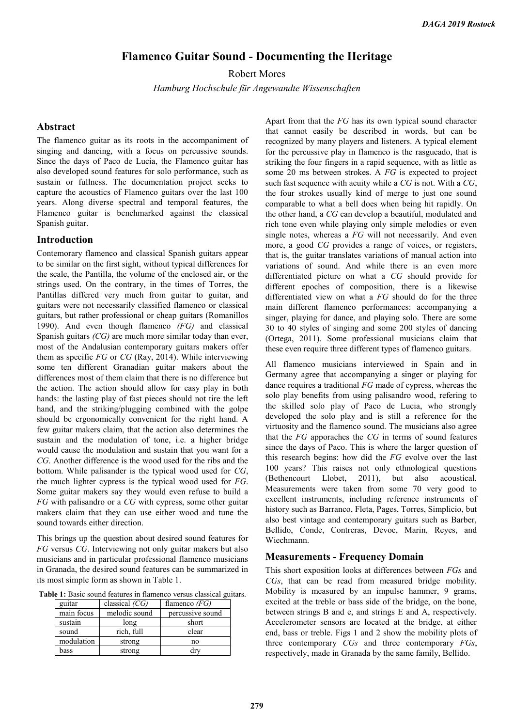# Flamenco Guitar Sound - Documenting the Heritage

Robert Mores

*Hamburg Hochschule für Angewandte Wissenschaften*

## Abstract

The flamenco guitar as its roots in the accompaniment of singing and dancing, with a focus on percussive sounds. Since the days of Paco de Lucia, the Flamenco guitar has also developed sound features for solo performance, such as sustain or fullness. The documentation project seeks to capture the acoustics of Flamenco guitars over the last 100 years. Along diverse spectral and temporal features, the Flamenco guitar is benchmarked against the classical Spanish guitar.

## Introduction

Contemorary flamenco and classical Spanish guitars appear to be similar on the first sight, without typical differences for the scale, the Pantilla, the volume of the enclosed air, or the strings used. On the contrary, in the times of Torres, the Pantillas differed very much from guitar to guitar, and guitars were not necessarily classified flamenco or classical guitars, but rather professional or cheap guitars (Romanillos 1990). And even though flamenco *(FG)* and classical Spanish guitars *(CG)* are much more similar today than ever, most of the Andalusian contemporary guitars makers offer them as specific *FG* or *CG* (Ray, 2014). While interviewing some ten different Granadian guitar makers about the differences most of them claim that there is no difference but the action. The action should allow for easy play in both hands: the lasting play of fast pieces should not tire the left hand, and the striking/plugging combined with the golpe should be ergonomically convenient for the right hand. A few guitar makers claim, that the action also determines the sustain and the modulation of tone, i.e. a higher bridge would cause the modulation and sustain that you want for a *CG*. Another difference is the wood used for the ribs and the bottom. While palisander is the typical wood used for *CG*, the much lighter cypress is the typical wood used for *FG*. Some guitar makers say they would even refuse to build a *FG* with palisandro or a *CG* with cypress, some other guitar makers claim that they can use either wood and tune the sound towards either direction.

This brings up the question about desired sound features for *FG* versus *CG*. Interviewing not only guitar makers but also musicians and in particular professional flamenco musicians in Granada, the desired sound features can be summarized in its most simple form as shown in Table 1.

**Table 1:** Basic sound features in flamenco versus classical guitars.

| guitar | classical *(CG)* | flamenco *(FG)* |
|---|---|---|
| main focus | melodic sound | percussive sound |
| sustain | long | short |
| sound | rich, full | clear |
| modulation | strong | no |
| bass | strong | dry |

Apart from that the *FG* has its own typical sound character that cannot easily be described in words, but can be recognized by many players and listeners. A typical element for the percussive play in flamenco is the rasgueado, that is striking the four fingers in a rapid sequence, with as little as some 20 ms between strokes. A *FG* is expected to project such fast sequence with acuity while a *CG* is not. With a *CG*, the four strokes usually kind of merge to just one sound comparable to what a bell does when being hit rapidly. On the other hand, a *CG* can develop a beautiful, modulated and rich tone even while playing only simple melodies or even single notes, whereas a *FG* will not necessarily. And even more, a good *CG* provides a range of voices, or registers, that is, the guitar translates variations of manual action into variations of sound. And while there is an even more differentiated picture on what a *CG* should provide for different epoches of composition, there is a likewise differentiated view on what a *FG* should do for the three main different flamenco performances: accompanying a singer, playing for dance, and playing solo. There are some 30 to 40 styles of singing and some 200 styles of dancing (Ortega, 2011). Some professional musicians claim that these even require three different types of flamenco guitars.

All flamenco musicians interviewed in Spain and in Germany agree that accompanying a singer or playing for dance requires a traditional *FG* made of cypress, whereas the solo play benefits from using palisandro wood, refering to the skilled solo play of Paco de Lucia, who strongly developed the solo play and is still a reference for the virtuosity and the flamenco sound. The musicians also agree that the *FG* apporaches the *CG* in terms of sound features since the days of Paco. This is where the larger question of this research begins: how did the *FG* evolve over the last 100 years? This raises not only ethnological questions (Bethencourt Llobet, 2011), but also acoustical. Measurements were taken from some 70 very good to excellent instruments, including reference instruments of history such as Barranco, Fleta, Pages, Torres, Simplicio, but also best vintage and contemporary guitars such as Barber, Bellido, Conde, Contreras, Devoe, Marin, Reyes, and Wiechmann.

## Measurements - Frequency Domain

This short exposition looks at differences between *FGs* and *CGs*, that can be read from measured bridge mobility. Mobility is measured by an impulse hammer, 9 grams, excited at the treble or bass side of the bridge, on the bone, between strings B and e, and strings E and A, respectively. Accelerometer sensors are located at the bridge, at either end, bass or treble. Figs 1 and 2 show the mobility plots of three contemporary *CGs* and three contemporary *FGs*, respectively, made in Granada by the same family, Bellido.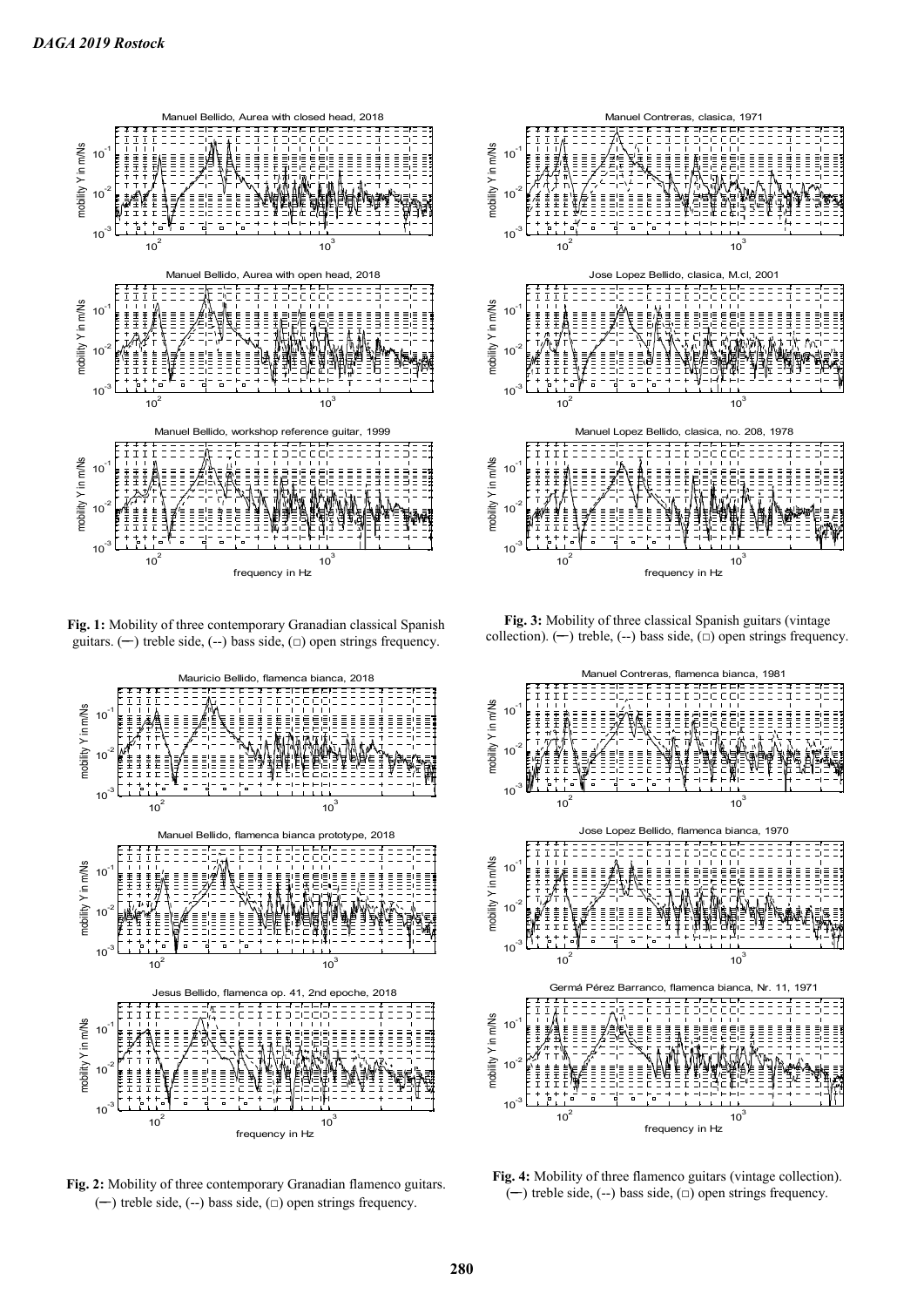Manuel Bellido, Aurea with closed head, 2018

Manuel Bellido, Aurea with open head, 2018

Manuel Bellido, workshop reference guitar, 1999

mobility Y in m/Ns

frequency in Hz

**Fig. 1:** Mobility of three contemporary Granadian classical Spanish guitars. (—) treble side, (--) bass side, (□) open strings frequency.

Manuel Contreras, clasica, 1971

Jose Lopez Bellido, clasica, M.cl, 2001

Manuel Lopez Bellido, clasica, no. 208, 1978

mobility Y in m/Ns

frequency in Hz

**Fig. 3:** Mobility of three classical Spanish guitars (vintage collection). (—) treble, (--) bass side, (□) open strings frequency.

Mauricio Bellido, flamenca bianca, 2018

Manuel Bellido, flamenca bianca prototype, 2018

Jesus Bellido, flamenca op. 41, 2nd epoche, 2018

mobility Y in m/Ns

frequency in Hz

**Fig. 2:** Mobility of three contemporary Granadian flamenco guitars. (—) treble side, (--) bass side, (□) open strings frequency.

Manuel Contreras, flamenca bianca, 1981

Jose Lopez Bellido, flamenca bianca, 1970

Germá Pérez Barranco, flamenca bianca, Nr. 11, 1971

mobility Y in m/Ns

frequency in Hz

**Fig. 4:** Mobility of three flamenco guitars (vintage collection). (—) treble side, (--) bass side, (□) open strings frequency.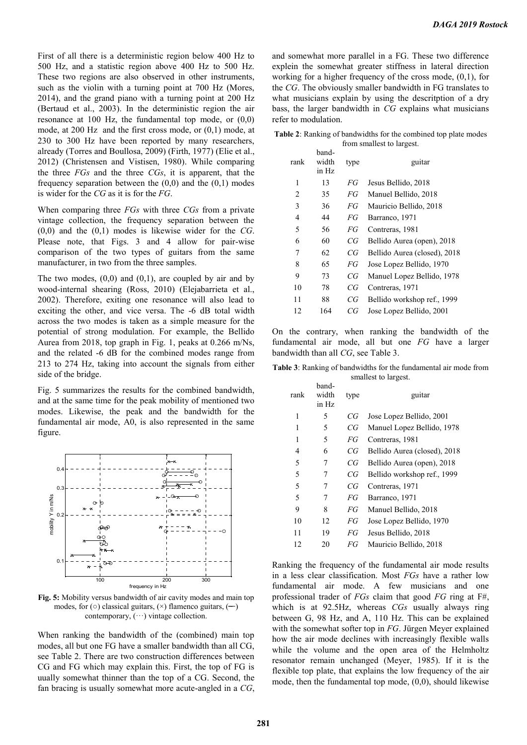First of all there is a deterministic region below 400 Hz to 500 Hz, and a statistic region above 400 Hz to 500 Hz. These two regions are also observed in other instruments, such as the violin with a turning point at 700 Hz (Mores, 2014), and the grand piano with a turning point at 200 Hz (Bertaud et al., 2003). In the deterministic region the air resonance at 100 Hz, the fundamental top mode, or (0,0) mode, at 200 Hz and the first cross mode, or (0,1) mode, at 230 to 300 Hz have been reported by many researchers, already (Torres and Boullosa, 2009) (Firth, 1977) (Elie et al., 2012) (Christensen and Vistisen, 1980). While comparing the three *FGs* and the three *CGs*, it is apparent, that the frequency separation between the (0,0) and the (0,1) modes is wider for the *CG* as it is for the *FG*.

When comparing three *FGs* with three *CGs* from a private vintage collection, the frequency separation between the (0,0) and the (0,1) modes is likewise wider for the *CG*. Please note, that Figs. 3 and 4 allow for pair-wise comparison of the two types of guitars from the same manufacturer, in two from the three samples.

The two modes, (0,0) and (0,1), are coupled by air and by wood-internal shearing (Ross, 2010) (Elejabarrieta et al., 2002). Therefore, exiting one resonance will also lead to exciting the other, and vice versa. The -6 dB total width across the two modes is taken as a simple measure for the potential of strong modulation. For example, the Bellido Aurea from 2018, top graph in Fig. 1, peaks at 0.266 m/Ns, and the related -6 dB for the combined modes range from 213 to 274 Hz, taking into account the signals from either side of the bridge.

Fig. 5 summarizes the results for the combined bandwidth, and at the same time for the peak mobility of mentioned two modes. Likewise, the peak and the bandwidth for the fundamental air mode, A0, is also represented in the same figure.

**Fig. 5:** Mobility versus bandwidth of air cavity modes and main top modes, for (○) classical guitars, (×) flamenco guitars, (—) contemporary, (···) vintage collection.

When ranking the bandwidth of the (combined) main top modes, all but one FG have a smaller bandwidth than all CG, see Table 2. There are two construction differences between CG and FG which may explain this. First, the top of FG is uually somewhat thinner than the top of a CG. Second, the fan bracing is usually somewhat more acute-angled in a *CG*, and somewhat more parallel in a FG. These two difference explein the somewhat greater stiffness in lateral direction working for a higher frequency of the cross mode, (0,1), for the *CG*. The obviously smaller bandwidth in FG translates to what musicians explain by using the descritption of a dry bass, the larger bandwidth in *CG* explains what musicians refer to modulation.

**Table 2**: Ranking of bandwidths for the combined top plate modes from smallest to largest.

| rank | band-width in Hz | type | guitar |
|---|---|---|---|
| 1 | 13 | *FG* | Jesus Bellido, 2018 |
| 2 | 35 | *FG* | Manuel Bellido, 2018 |
| 3 | 36 | *FG* | Mauricio Bellido, 2018 |
| 4 | 44 | *FG* | Barranco, 1971 |
| 5 | 56 | *FG* | Contreras, 1981 |
| 6 | 60 | *CG* | Bellido Aurea (open), 2018 |
| 7 | 62 | *CG* | Bellido Aurea (closed), 2018 |
| 8 | 65 | *FG* | Jose Lopez Bellido, 1970 |
| 9 | 73 | *CG* | Manuel Lopez Bellido, 1978 |
| 10 | 78 | *CG* | Contreras, 1971 |
| 11 | 88 | *CG* | Bellido workshop ref., 1999 |
| 12 | 164 | *CG* | Jose Lopez Bellido, 2001 |

On the contrary, when ranking the bandwidth of the fundamental air mode, all but one *FG* have a larger bandwidth than all *CG*, see Table 3.

**Table 3**: Ranking of bandwidths for the fundamental air mode from smallest to largest.

| rank | band-width in Hz | type | guitar |
|---|---|---|---|
| 1 | 5 | *CG* | Jose Lopez Bellido, 2001 |
| 1 | 5 | *CG* | Manuel Lopez Bellido, 1978 |
| 1 | 5 | *FG* | Contreras, 1981 |
| 4 | 6 | *CG* | Bellido Aurea (closed), 2018 |
| 5 | 7 | *CG* | Bellido Aurea (open), 2018 |
| 5 | 7 | *CG* | Bellido workshop ref., 1999 |
| 5 | 7 | *CG* | Contreras, 1971 |
| 5 | 7 | *FG* | Barranco, 1971 |
| 9 | 8 | *FG* | Manuel Bellido, 2018 |
| 10 | 12 | *FG* | Jose Lopez Bellido, 1970 |
| 11 | 19 | *FG* | Jesus Bellido, 2018 |
| 12 | 20 | *FG* | Mauricio Bellido, 2018 |

Ranking the frequency of the fundamental air mode results in a less clear classification. Most *FGs* have a rather low fundamental air mode. A few musicians and one professional trader of *FGs* claim that good *FG* ring at F#, which is at 92.5Hz, whereas *CGs* usually always ring between G, 98 Hz, and A, 110 Hz. This can be explained with the somewhat softer top in *FG*. Jürgen Meyer explained how the air mode declines with increasingly flexible walls while the volume and the open area of the Helmholtz resonator remain unchanged (Meyer, 1985). If it is the flexible top plate, that explains the low frequency of the air mode, then the fundamental top mode, (0,0), should likewise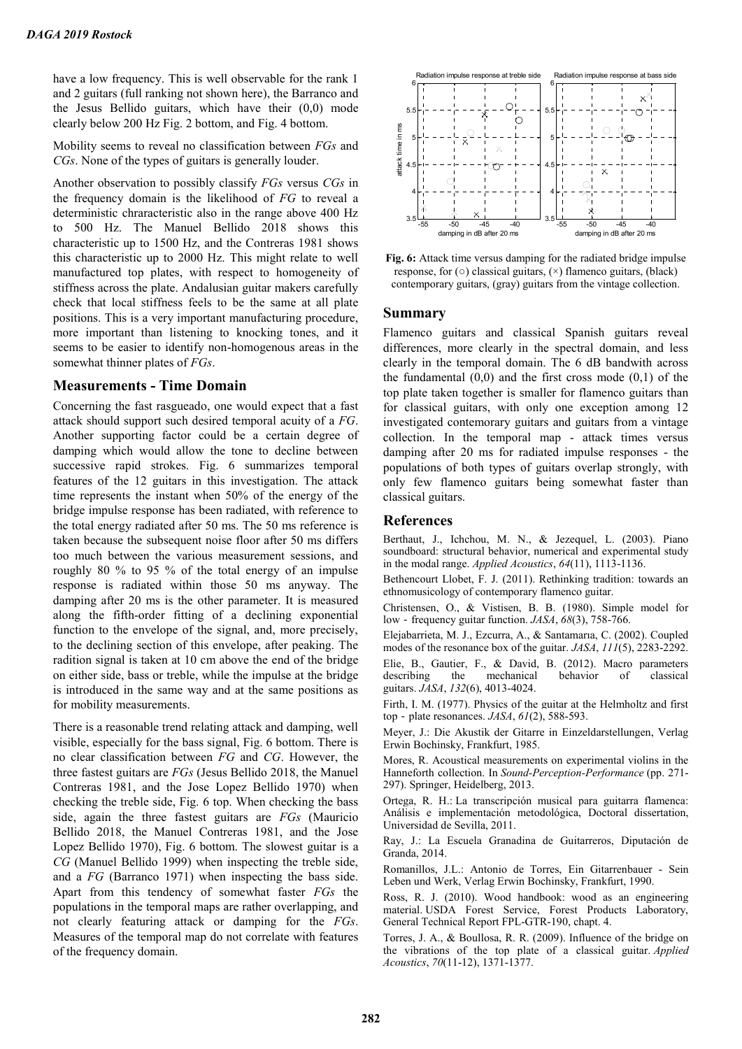have a low frequency. This is well observable for the rank 1 and 2 guitars (full ranking not shown here), the Barranco and the Jesus Bellido guitars, which have their (0,0) mode clearly below 200 Hz Fig. 2 bottom, and Fig. 4 bottom.

Mobility seems to reveal no classification between *FGs* and *CGs*. None of the types of guitars is generally louder.

Another observation to possibly classify *FGs* versus *CGs* in the frequency domain is the likelihood of *FG* to reveal a deterministic chraracteristic also in the range above 400 Hz to 500 Hz. The Manuel Bellido 2018 shows this characteristic up to 1500 Hz, and the Contreras 1981 shows this characteristic up to 2000 Hz. This might relate to well manufactured top plates, with respect to homogeneity of stiffness across the plate. Andalusian guitar makers carefully check that local stiffness feels to be the same at all plate positions. This is a very important manufacturing procedure, more important than listening to knocking tones, and it seems to be easier to identify non-homogenous areas in the somewhat thinner plates of *FGs*.

## Measurements - Time Domain

Concerning the fast rasgueado, one would expect that a fast attack should support such desired temporal acuity of a *FG*. Another supporting factor could be a certain degree of damping which would allow the tone to decline between successive rapid strokes. Fig. 6 summarizes temporal features of the 12 guitars in this investigation. The attack time represents the instant when 50% of the energy of the bridge impulse response has been radiated, with reference to the total energy radiated after 50 ms. The 50 ms reference is taken because the subsequent noise floor after 50 ms differs too much between the various measurement sessions, and roughly 80 % to 95 % of the total energy of an impulse response is radiated within those 50 ms anyway. The damping after 20 ms is the other parameter. It is measured along the fifth-order fitting of a declining exponential function to the envelope of the signal, and, more precisely, to the declining section of this envelope, after peaking. The radition signal is taken at 10 cm above the end of the bridge on either side, bass or treble, while the impulse at the bridge is introduced in the same way and at the same positions as for mobility measurements.

There is a reasonable trend relating attack and damping, well visible, especially for the bass signal, Fig. 6 bottom. There is no clear classification between *FG* and *CG*. However, the three fastest guitars are *FGs* (Jesus Bellido 2018, the Manuel Contreras 1981, and the Jose Lopez Bellido 1970) when checking the treble side, Fig. 6 top. When checking the bass side, again the three fastest guitars are *FGs* (Mauricio Bellido 2018, the Manuel Contreras 1981, and the Jose Lopez Bellido 1970), Fig. 6 bottom. The slowest guitar is a *CG* (Manuel Bellido 1999) when inspecting the treble side, and a *FG* (Barranco 1971) when inspecting the bass side. Apart from this tendency of somewhat faster *FGs* the populations in the temporal maps are rather overlapping, and not clearly featuring attack or damping for the *FGs*. Measures of the temporal map do not correlate with features of the frequency domain.

Radiation impulse response at treble side
Radiation impulse response at bass side
attack time in ms
6
5.5
5
4.5
4
3.5
-55 -50 -45 -40
damping in dB after 20 ms
-55 -50 -45 -40
damping in dB after 20 ms

**Fig. 6:** Attack time versus damping for the radiated bridge impulse response, for (○) classical guitars, (×) flamenco guitars, (black) contemporary guitars, (gray) guitars from the vintage collection.

## Summary

Flamenco guitars and classical Spanish guitars reveal differences, more clearly in the spectral domain, and less clearly in the temporal domain. The 6 dB bandwith across the fundamental (0,0) and the first cross mode (0,1) of the top plate taken together is smaller for flamenco guitars than for classical guitars, with only one exception among 12 investigated contemorary guitars and guitars from a vintage collection. In the temporal map - attack times versus damping after 20 ms for radiated impulse responses - the populations of both types of guitars overlap strongly, with only few flamenco guitars being somewhat faster than classical guitars.

## References

Berthaut, J., Ichchou, M. N., & Jezequel, L. (2003). Piano soundboard: structural behavior, numerical and experimental study in the modal range. *Applied Acoustics*, *64*(11), 1113-1136.

Bethencourt Llobet, F. J. (2011). Rethinking tradition: towards an ethnomusicology of contemporary flamenco guitar.

Christensen, O., & Vistisen, B. B. (1980). Simple model for low - frequency guitar function. *JASA*, *68*(3), 758-766.

Elejabarrieta, M. J., Ezcurra, A., & Santamaria, C. (2002). Coupled modes of the resonance box of the guitar. *JASA*, *111*(5), 2283-2292.

Elie, B., Gautier, F., & David, B. (2012). Macro parameters describing the mechanical behavior of classical guitars. *JASA*, *132*(6), 4013-4024.

Firth, I. M. (1977). Physics of the guitar at the Helmholtz and first top - plate resonances. *JASA*, *61*(2), 588-593.

Meyer, J.: Die Akustik der Gitarre in Einzeldarstellungen, Verlag Erwin Bochinsky, Frankfurt, 1985.

Mores, R. Acoustical measurements on experimental violins in the Hanneforth collection. In *Sound-Perception-Performance* (pp. 271-297). Springer, Heidelberg, 2013.

Ortega, R. H.: La transcripción musical para guitarra flamenca: Análisis e implementación metodológica, Doctoral dissertation, Universidad de Sevilla, 2011.

Ray, J.: La Escuela Granadina de Guitarreros, Diputación de Granda, 2014.

Romanillos, J.L.: Antonio de Torres, Ein Gitarrenbauer - Sein Leben und Werk, Verlag Erwin Bochinsky, Frankfurt, 1990.

Ross, R. J. (2010). Wood handbook: wood as an engineering material. USDA Forest Service, Forest Products Laboratory, General Technical Report FPL-GTR-190, chapt. 4.

Torres, J. A., & Boullosa, R. R. (2009). Influence of the bridge on the vibrations of the top plate of a classical guitar. *Applied Acoustics*, *70*(11-12), 1371-1377.